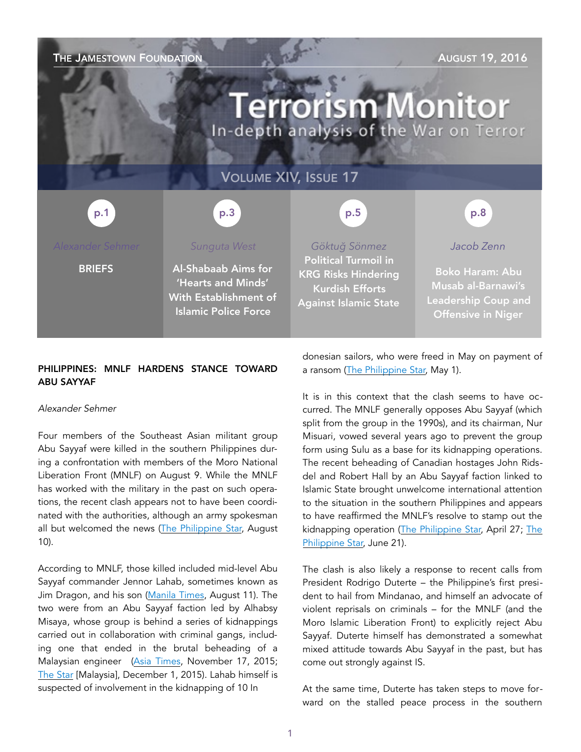THE JAMESTOWN FOUNDATION

AUGUST 19, 2016

# Terrorism Monitor

In-depth analysis of the War on Terror

VOLUME XIV, ISSUE 17

p.1

Alexander Sehmer

BRIEFS

p.3

Sunguta West

Al-Shabaab Aims for 'Hearts and Minds' With Establishment of Islamic Police Force

p.5

Göktuğ Sönmez

Political Turmoil in KRG Risks Hindering Kurdish Efforts Against Islamic State

p.8

Jacob Zenn

Boko Haram: Abu Musab al-Barnawi's Leadership Coup and Offensive in Niger

## PHILIPPINES: MNLF HARDENS STANCE TOWARD ABU SAYYAF

*Alexander Sehmer*

Four members of the Southeast Asian militant group Abu Sayyaf were killed in the southern Philippines during a confrontation with members of the Moro National Liberation Front (MNLF) on August 9. While the MNLF has worked with the military in the past on such operations, the recent clash appears not to have been coordinated with the authorities, although an army spokesman all but welcomed the news (The Philippine Star, August 10).

According to MNLF, those killed included mid-level Abu Sayyaf commander Jennor Lahab, sometimes known as Jim Dragon, and his son (Manila Times, August 11). The two were from an Abu Sayyaf faction led by Alhabsy Misaya, whose group is behind a series of kidnappings carried out in collaboration with criminal gangs, including one that ended in the brutal beheading of a Malaysian engineer (Asia Times, November 17, 2015; The Star [Malaysia], December 1, 2015). Lahab himself is suspected of involvement in the kidnapping of 10 Indonesian sailors, who were freed in May on payment of a ransom (The Philippine Star, May 1).

It is in this context that the clash seems to have occurred. The MNLF generally opposes Abu Sayyaf (which split from the group in the 1990s), and its chairman, Nur Misuari, vowed several years ago to prevent the group form using Sulu as a base for its kidnapping operations. The recent beheading of Canadian hostages John Ridsdel and Robert Hall by an Abu Sayyaf faction linked to Islamic State brought unwelcome international attention to the situation in the southern Philippines and appears to have reaffirmed the MNLF's resolve to stamp out the kidnapping operation (The Philippine Star, April 27; The Philippine Star, June 21).

The clash is also likely a response to recent calls from President Rodrigo Duterte – the Philippine's first president to hail from Mindanao, and himself an advocate of violent reprisals on criminals – for the MNLF (and the Moro Islamic Liberation Front) to explicitly reject Abu Sayyaf. Duterte himself has demonstrated a somewhat mixed attitude towards Abu Sayyaf in the past, but has come out strongly against IS.

At the same time, Duterte has taken steps to move forward on the stalled peace process in the southern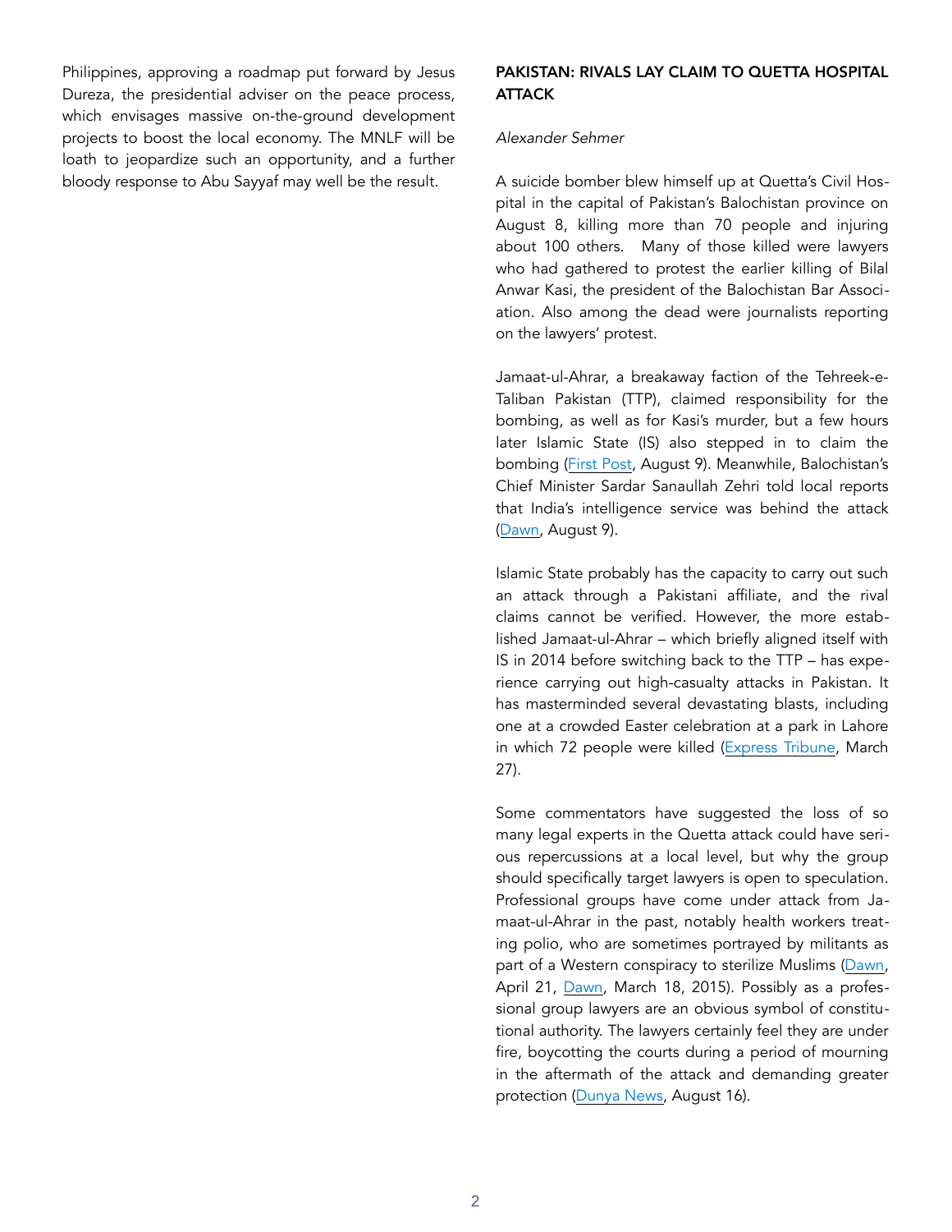Philippines, approving a roadmap put forward by Jesus Dureza, the presidential adviser on the peace process, which envisages massive on-the-ground development projects to boost the local economy. The MNLF will be loath to jeopardize such an opportunity, and a further bloody response to Abu Sayyaf may well be the result.

## PAKISTAN: RIVALS LAY CLAIM TO QUETTA HOSPITAL ATTACK

*Alexander Sehmer*

A suicide bomber blew himself up at Quetta's Civil Hospital in the capital of Pakistan's Balochistan province on August 8, killing more than 70 people and injuring about 100 others. Many of those killed were lawyers who had gathered to protest the earlier killing of Bilal Anwar Kasi, the president of the Balochistan Bar Association. Also among the dead were journalists reporting on the lawyers' protest.

Jamaat-ul-Ahrar, a breakaway faction of the Tehreek-e-Taliban Pakistan (TTP), claimed responsibility for the bombing, as well as for Kasi's murder, but a few hours later Islamic State (IS) also stepped in to claim the bombing (First Post, August 9). Meanwhile, Balochistan's Chief Minister Sardar Sanaullah Zehri told local reports that India's intelligence service was behind the attack (Dawn, August 9).

Islamic State probably has the capacity to carry out such an attack through a Pakistani affiliate, and the rival claims cannot be verified. However, the more established Jamaat-ul-Ahrar – which briefly aligned itself with IS in 2014 before switching back to the TTP – has experience carrying out high-casualty attacks in Pakistan. It has masterminded several devastating blasts, including one at a crowded Easter celebration at a park in Lahore in which 72 people were killed (Express Tribune, March 27).

Some commentators have suggested the loss of so many legal experts in the Quetta attack could have serious repercussions at a local level, but why the group should specifically target lawyers is open to speculation. Professional groups have come under attack from Jamaat-ul-Ahrar in the past, notably health workers treating polio, who are sometimes portrayed by militants as part of a Western conspiracy to sterilize Muslims (Dawn, April 21, Dawn, March 18, 2015). Possibly as a professional group lawyers are an obvious symbol of constitutional authority. The lawyers certainly feel they are under fire, boycotting the courts during a period of mourning in the aftermath of the attack and demanding greater protection (Dunya News, August 16).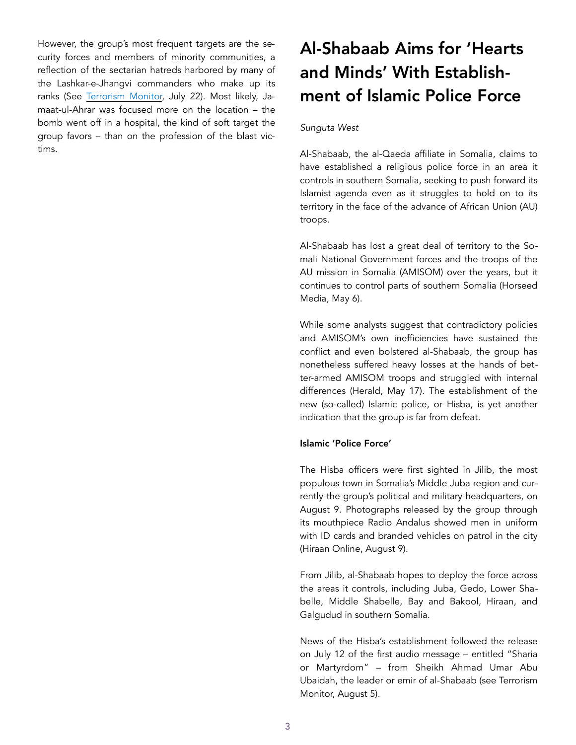However, the group's most frequent targets are the security forces and members of minority communities, a reflection of the sectarian hatreds harbored by many of the Lashkar-e-Jhangvi commanders who make up its ranks (See Terrorism Monitor, July 22). Most likely, Jamaat-ul-Ahrar was focused more on the location – the bomb went off in a hospital, the kind of soft target the group favors – than on the profession of the blast victims.

# Al-Shabaab Aims for 'Hearts and Minds' With Establishment of Islamic Police Force

*Sunguta West*

Al-Shabaab, the al-Qaeda affiliate in Somalia, claims to have established a religious police force in an area it controls in southern Somalia, seeking to push forward its Islamist agenda even as it struggles to hold on to its territory in the face of the advance of African Union (AU) troops.

Al-Shabaab has lost a great deal of territory to the Somali National Government forces and the troops of the AU mission in Somalia (AMISOM) over the years, but it continues to control parts of southern Somalia (Horseed Media, May 6).

While some analysts suggest that contradictory policies and AMISOM's own inefficiencies have sustained the conflict and even bolstered al-Shabaab, the group has nonetheless suffered heavy losses at the hands of better-armed AMISOM troops and struggled with internal differences (Herald, May 17). The establishment of the new (so-called) Islamic police, or Hisba, is yet another indication that the group is far from defeat.

### Islamic 'Police Force'

The Hisba officers were first sighted in Jilib, the most populous town in Somalia's Middle Juba region and currently the group's political and military headquarters, on August 9. Photographs released by the group through its mouthpiece Radio Andalus showed men in uniform with ID cards and branded vehicles on patrol in the city (Hiraan Online, August 9).

From Jilib, al-Shabaab hopes to deploy the force across the areas it controls, including Juba, Gedo, Lower Shabelle, Middle Shabelle, Bay and Bakool, Hiraan, and Galgudud in southern Somalia.

News of the Hisba's establishment followed the release on July 12 of the first audio message – entitled "Sharia or Martyrdom" – from Sheikh Ahmad Umar Abu Ubaidah, the leader or emir of al-Shabaab (see Terrorism Monitor, August 5).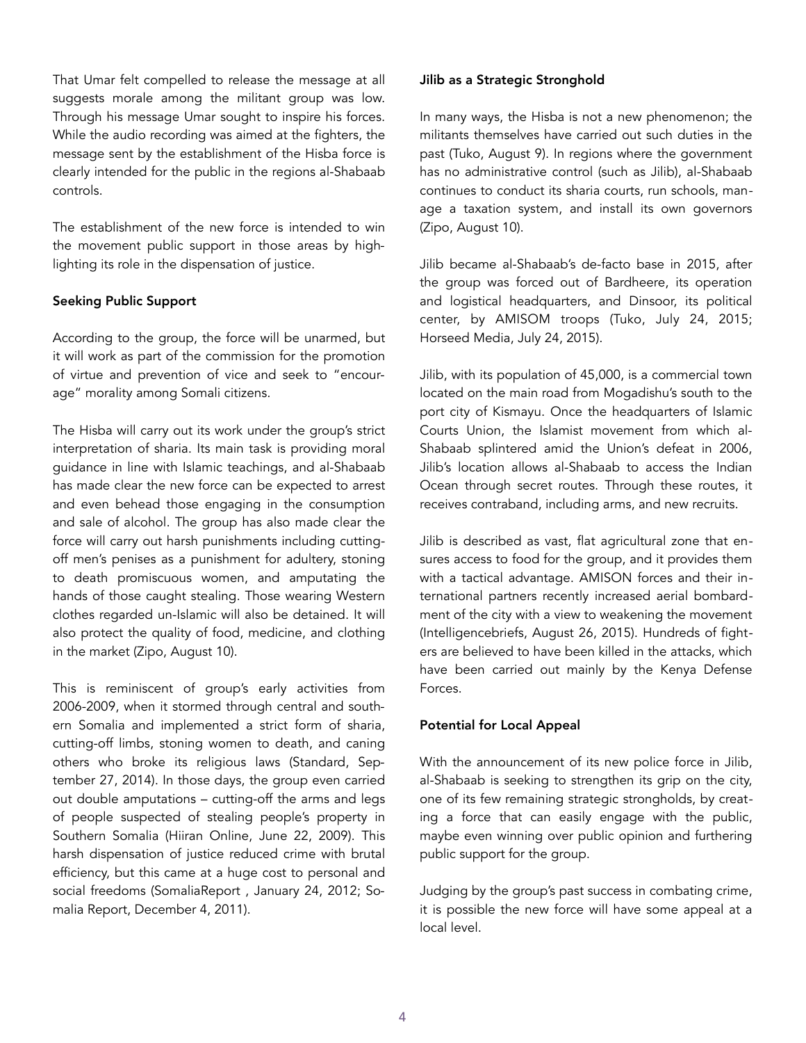That Umar felt compelled to release the message at all suggests morale among the militant group was low. Through his message Umar sought to inspire his forces. While the audio recording was aimed at the fighters, the message sent by the establishment of the Hisba force is clearly intended for the public in the regions al-Shabaab controls.

The establishment of the new force is intended to win the movement public support in those areas by highlighting its role in the dispensation of justice.

### Seeking Public Support

According to the group, the force will be unarmed, but it will work as part of the commission for the promotion of virtue and prevention of vice and seek to "encourage" morality among Somali citizens.

The Hisba will carry out its work under the group's strict interpretation of sharia. Its main task is providing moral guidance in line with Islamic teachings, and al-Shabaab has made clear the new force can be expected to arrest and even behead those engaging in the consumption and sale of alcohol. The group has also made clear the force will carry out harsh punishments including cutting-off men's penises as a punishment for adultery, stoning to death promiscuous women, and amputating the hands of those caught stealing. Those wearing Western clothes regarded un-Islamic will also be detained. It will also protect the quality of food, medicine, and clothing in the market (Zipo, August 10).

This is reminiscent of group's early activities from 2006-2009, when it stormed through central and southern Somalia and implemented a strict form of sharia, cutting-off limbs, stoning women to death, and caning others who broke its religious laws (Standard, September 27, 2014). In those days, the group even carried out double amputations – cutting-off the arms and legs of people suspected of stealing people's property in Southern Somalia (Hiiran Online, June 22, 2009). This harsh dispensation of justice reduced crime with brutal efficiency, but this came at a huge cost to personal and social freedoms (SomaliaReport , January 24, 2012; Somalia Report, December 4, 2011).

### Jilib as a Strategic Stronghold

In many ways, the Hisba is not a new phenomenon; the militants themselves have carried out such duties in the past (Tuko, August 9). In regions where the government has no administrative control (such as Jilib), al-Shabaab continues to conduct its sharia courts, run schools, manage a taxation system, and install its own governors (Zipo, August 10).

Jilib became al-Shabaab's de-facto base in 2015, after the group was forced out of Bardheere, its operation and logistical headquarters, and Dinsoor, its political center, by AMISOM troops (Tuko, July 24, 2015; Horseed Media, July 24, 2015).

Jilib, with its population of 45,000, is a commercial town located on the main road from Mogadishu's south to the port city of Kismayu. Once the headquarters of Islamic Courts Union, the Islamist movement from which al-Shabaab splintered amid the Union's defeat in 2006, Jilib's location allows al-Shabaab to access the Indian Ocean through secret routes. Through these routes, it receives contraband, including arms, and new recruits.

Jilib is described as vast, flat agricultural zone that ensures access to food for the group, and it provides them with a tactical advantage. AMISON forces and their international partners recently increased aerial bombardment of the city with a view to weakening the movement (Intelligencebriefs, August 26, 2015). Hundreds of fighters are believed to have been killed in the attacks, which have been carried out mainly by the Kenya Defense Forces.

### Potential for Local Appeal

With the announcement of its new police force in Jilib, al-Shabaab is seeking to strengthen its grip on the city, one of its few remaining strategic strongholds, by creating a force that can easily engage with the public, maybe even winning over public opinion and furthering public support for the group.

Judging by the group's past success in combating crime, it is possible the new force will have some appeal at a local level.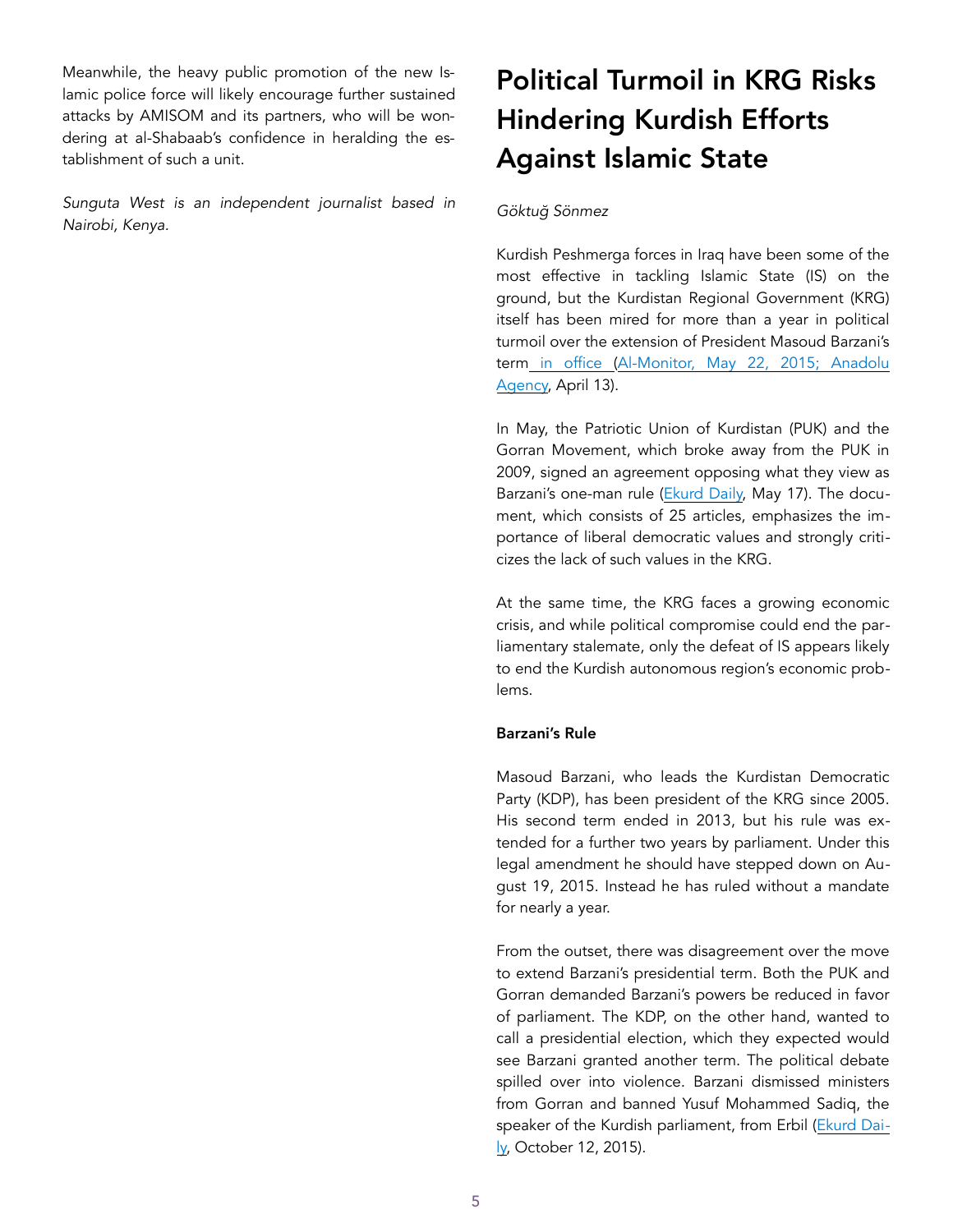Meanwhile, the heavy public promotion of the new Islamic police force will likely encourage further sustained attacks by AMISOM and its partners, who will be wondering at al-Shabaab's confidence in heralding the establishment of such a unit.

*Sunguta West is an independent journalist based in Nairobi, Kenya.*

# Political Turmoil in KRG Risks Hindering Kurdish Efforts Against Islamic State

*Göktuğ Sönmez*

Kurdish Peshmerga forces in Iraq have been some of the most effective in tackling Islamic State (IS) on the ground, but the Kurdistan Regional Government (KRG) itself has been mired for more than a year in political turmoil over the extension of President Masoud Barzani's term in office (Al-Monitor, May 22, 2015; Anadolu Agency, April 13).

In May, the Patriotic Union of Kurdistan (PUK) and the Gorran Movement, which broke away from the PUK in 2009, signed an agreement opposing what they view as Barzani's one-man rule (Ekurd Daily, May 17). The document, which consists of 25 articles, emphasizes the importance of liberal democratic values and strongly criticizes the lack of such values in the KRG.

At the same time, the KRG faces a growing economic crisis, and while political compromise could end the parliamentary stalemate, only the defeat of IS appears likely to end the Kurdish autonomous region's economic problems.

**Barzani's Rule**

Masoud Barzani, who leads the Kurdistan Democratic Party (KDP), has been president of the KRG since 2005. His second term ended in 2013, but his rule was extended for a further two years by parliament. Under this legal amendment he should have stepped down on August 19, 2015. Instead he has ruled without a mandate for nearly a year.

From the outset, there was disagreement over the move to extend Barzani's presidential term. Both the PUK and Gorran demanded Barzani's powers be reduced in favor of parliament. The KDP, on the other hand, wanted to call a presidential election, which they expected would see Barzani granted another term. The political debate spilled over into violence. Barzani dismissed ministers from Gorran and banned Yusuf Mohammed Sadiq, the speaker of the Kurdish parliament, from Erbil (Ekurd Daily, October 12, 2015).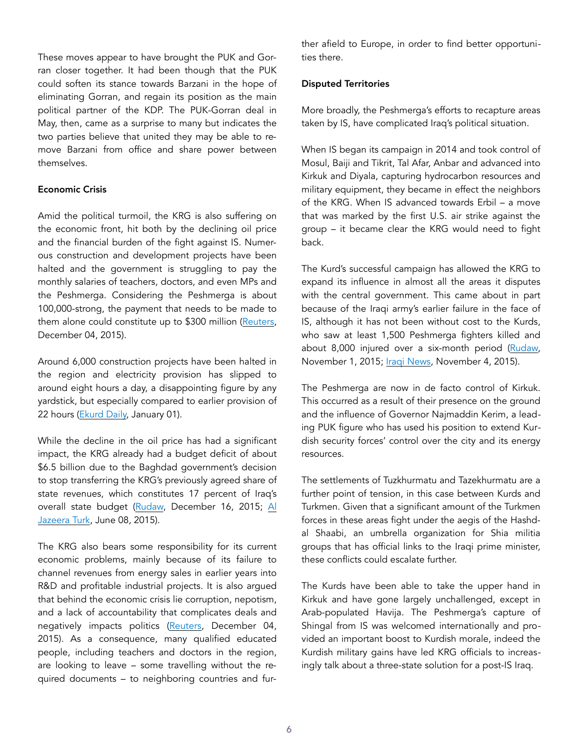These moves appear to have brought the PUK and Gorran closer together. It had been though that the PUK could soften its stance towards Barzani in the hope of eliminating Gorran, and regain its position as the main political partner of the KDP. The PUK-Gorran deal in May, then, came as a surprise to many but indicates the two parties believe that united they may be able to remove Barzani from office and share power between themselves.

**Economic Crisis**

Amid the political turmoil, the KRG is also suffering on the economic front, hit both by the declining oil price and the financial burden of the fight against IS. Numerous construction and development projects have been halted and the government is struggling to pay the monthly salaries of teachers, doctors, and even MPs and the Peshmerga. Considering the Peshmerga is about 100,000-strong, the payment that needs to be made to them alone could constitute up to $300 million (Reuters, December 04, 2015).

Around 6,000 construction projects have been halted in the region and electricity provision has slipped to around eight hours a day, a disappointing figure by any yardstick, but especially compared to earlier provision of 22 hours (Ekurd Daily, January 01).

While the decline in the oil price has had a significant impact, the KRG already had a budget deficit of about $6.5 billion due to the Baghdad government's decision to stop transferring the KRG's previously agreed share of state revenues, which constitutes 17 percent of Iraq's overall state budget (Rudaw, December 16, 2015; Al Jazeera Turk, June 08, 2015).

The KRG also bears some responsibility for its current economic problems, mainly because of its failure to channel revenues from energy sales in earlier years into R&D and profitable industrial projects. It is also argued that behind the economic crisis lie corruption, nepotism, and a lack of accountability that complicates deals and negatively impacts politics (Reuters, December 04, 2015). As a consequence, many qualified educated people, including teachers and doctors in the region, are looking to leave – some travelling without the required documents – to neighboring countries and further afield to Europe, in order to find better opportunities there.

**Disputed Territories**

More broadly, the Peshmerga's efforts to recapture areas taken by IS, have complicated Iraq's political situation.

When IS began its campaign in 2014 and took control of Mosul, Baiji and Tikrit, Tal Afar, Anbar and advanced into Kirkuk and Diyala, capturing hydrocarbon resources and military equipment, they became in effect the neighbors of the KRG. When IS advanced towards Erbil – a move that was marked by the first U.S. air strike against the group – it became clear the KRG would need to fight back.

The Kurd's successful campaign has allowed the KRG to expand its influence in almost all the areas it disputes with the central government. This came about in part because of the Iraqi army's earlier failure in the face of IS, although it has not been without cost to the Kurds, who saw at least 1,500 Peshmerga fighters killed and about 8,000 injured over a six-month period (Rudaw, November 1, 2015; Iraqi News, November 4, 2015).

The Peshmerga are now in de facto control of Kirkuk. This occurred as a result of their presence on the ground and the influence of Governor Najmaddin Kerim, a leading PUK figure who has used his position to extend Kurdish security forces' control over the city and its energy resources.

The settlements of Tuzkhurmatu and Tazekhurmatu are a further point of tension, in this case between Kurds and Turkmen. Given that a significant amount of the Turkmen forces in these areas fight under the aegis of the Hashd-al Shaabi, an umbrella organization for Shia militia groups that has official links to the Iraqi prime minister, these conflicts could escalate further.

The Kurds have been able to take the upper hand in Kirkuk and have gone largely unchallenged, except in Arab-populated Havija. The Peshmerga's capture of Shingal from IS was welcomed internationally and provided an important boost to Kurdish morale, indeed the Kurdish military gains have led KRG officials to increasingly talk about a three-state solution for a post-IS Iraq.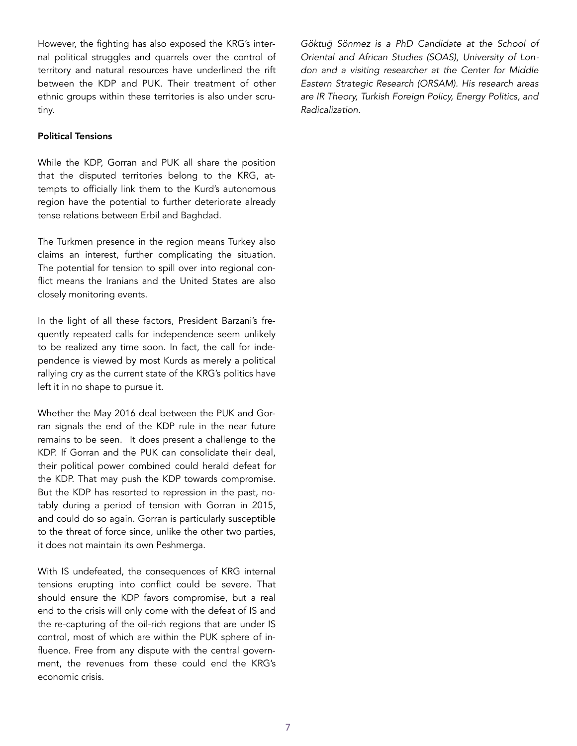However, the fighting has also exposed the KRG's internal political struggles and quarrels over the control of territory and natural resources have underlined the rift between the KDP and PUK. Their treatment of other ethnic groups within these territories is also under scrutiny.

**Political Tensions**

While the KDP, Gorran and PUK all share the position that the disputed territories belong to the KRG, attempts to officially link them to the Kurd's autonomous region have the potential to further deteriorate already tense relations between Erbil and Baghdad.

The Turkmen presence in the region means Turkey also claims an interest, further complicating the situation. The potential for tension to spill over into regional conflict means the Iranians and the United States are also closely monitoring events.

In the light of all these factors, President Barzani's frequently repeated calls for independence seem unlikely to be realized any time soon. In fact, the call for independence is viewed by most Kurds as merely a political rallying cry as the current state of the KRG's politics have left it in no shape to pursue it.

Whether the May 2016 deal between the PUK and Gorran signals the end of the KDP rule in the near future remains to be seen. It does present a challenge to the KDP. If Gorran and the PUK can consolidate their deal, their political power combined could herald defeat for the KDP. That may push the KDP towards compromise. But the KDP has resorted to repression in the past, notably during a period of tension with Gorran in 2015, and could do so again. Gorran is particularly susceptible to the threat of force since, unlike the other two parties, it does not maintain its own Peshmerga.

With IS undefeated, the consequences of KRG internal tensions erupting into conflict could be severe. That should ensure the KDP favors compromise, but a real end to the crisis will only come with the defeat of IS and the re-capturing of the oil-rich regions that are under IS control, most of which are within the PUK sphere of influence. Free from any dispute with the central government, the revenues from these could end the KRG's economic crisis.

*Göktuğ Sönmez is a PhD Candidate at the School of Oriental and African Studies (SOAS), University of London and a visiting researcher at the Center for Middle Eastern Strategic Research (ORSAM). His research areas are IR Theory, Turkish Foreign Policy, Energy Politics, and Radicalization.*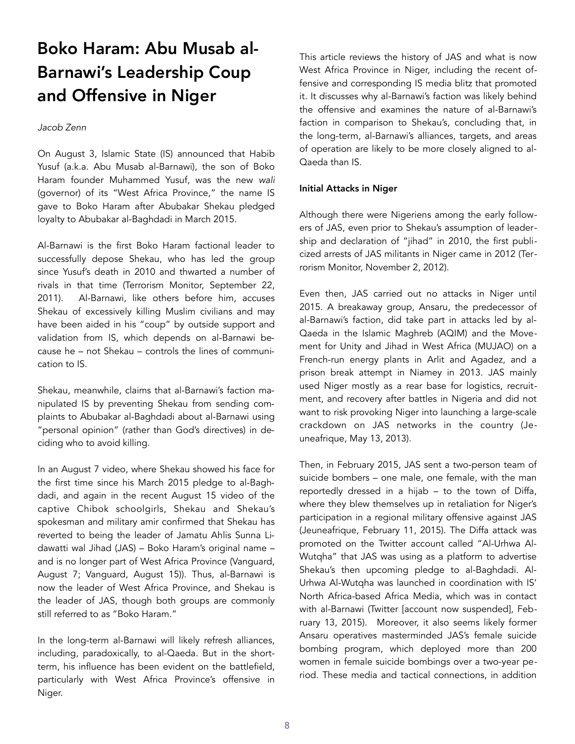# Boko Haram: Abu Musab al-Barnawi's Leadership Coup and Offensive in Niger

*Jacob Zenn*

On August 3, Islamic State (IS) announced that Habib Yusuf (a.k.a. Abu Musab al-Barnawi), the son of Boko Haram founder Muhammed Yusuf, was the new *wali* (governor) of its "West Africa Province," the name IS gave to Boko Haram after Abubakar Shekau pledged loyalty to Abubakar al-Baghdadi in March 2015.

Al-Barnawi is the first Boko Haram factional leader to successfully depose Shekau, who has led the group since Yusuf's death in 2010 and thwarted a number of rivals in that time (Terrorism Monitor, September 22, 2011). Al-Barnawi, like others before him, accuses Shekau of excessively killing Muslim civilians and may have been aided in his "coup" by outside support and validation from IS, which depends on al-Barnawi because he – not Shekau – controls the lines of communication to IS.

Shekau, meanwhile, claims that al-Barnawi's faction manipulated IS by preventing Shekau from sending complaints to Abubakar al-Baghdadi about al-Barnawi using "personal opinion" (rather than God's directives) in deciding who to avoid killing.

In an August 7 video, where Shekau showed his face for the first time since his March 2015 pledge to al-Baghdadi, and again in the recent August 15 video of the captive Chibok schoolgirls, Shekau and Shekau's spokesman and military amir confirmed that Shekau has reverted to being the leader of Jamatu Ahlis Sunna Lidawatti wal Jihad (JAS) – Boko Haram's original name – and is no longer part of West Africa Province (Vanguard, August 7; Vanguard, August 15)). Thus, al-Barnawi is now the leader of West Africa Province, and Shekau is the leader of JAS, though both groups are commonly still referred to as "Boko Haram."

In the long-term al-Barnawi will likely refresh alliances, including, paradoxically, to al-Qaeda. But in the short-term, his influence has been evident on the battlefield, particularly with West Africa Province's offensive in Niger.

This article reviews the history of JAS and what is now West Africa Province in Niger, including the recent offensive and corresponding IS media blitz that promoted it. It discusses why al-Barnawi's faction was likely behind the offensive and examines the nature of al-Barnawi's faction in comparison to Shekau's, concluding that, in the long-term, al-Barnawi's alliances, targets, and areas of operation are likely to be more closely aligned to al-Qaeda than IS.

**Initial Attacks in Niger**

Although there were Nigeriens among the early followers of JAS, even prior to Shekau's assumption of leadership and declaration of "jihad" in 2010, the first publicized arrests of JAS militants in Niger came in 2012 (Terrorism Monitor, November 2, 2012).

Even then, JAS carried out no attacks in Niger until 2015. A breakaway group, Ansaru, the predecessor of al-Barnawi's faction, did take part in attacks led by al-Qaeda in the Islamic Maghreb (AQIM) and the Movement for Unity and Jihad in West Africa (MUJAO) on a French-run energy plants in Arlit and Agadez, and a prison break attempt in Niamey in 2013. JAS mainly used Niger mostly as a rear base for logistics, recruitment, and recovery after battles in Nigeria and did not want to risk provoking Niger into launching a large-scale crackdown on JAS networks in the country (Jeuneafrique, May 13, 2013).

Then, in February 2015, JAS sent a two-person team of suicide bombers – one male, one female, with the man reportedly dressed in a hijab – to the town of Diffa, where they blew themselves up in retaliation for Niger's participation in a regional military offensive against JAS (Jeuneafrique, February 11, 2015). The Diffa attack was promoted on the Twitter account called "Al-Urhwa Al-Wutqha" that JAS was using as a platform to advertise Shekau's then upcoming pledge to al-Baghdadi. Al-Urhwa Al-Wutqha was launched in coordination with IS' North Africa-based Africa Media, which was in contact with al-Barnawi (Twitter [account now suspended], February 13, 2015). Moreover, it also seems likely former Ansaru operatives masterminded JAS's female suicide bombing program, which deployed more than 200 women in female suicide bombings over a two-year period. These media and tactical connections, in addition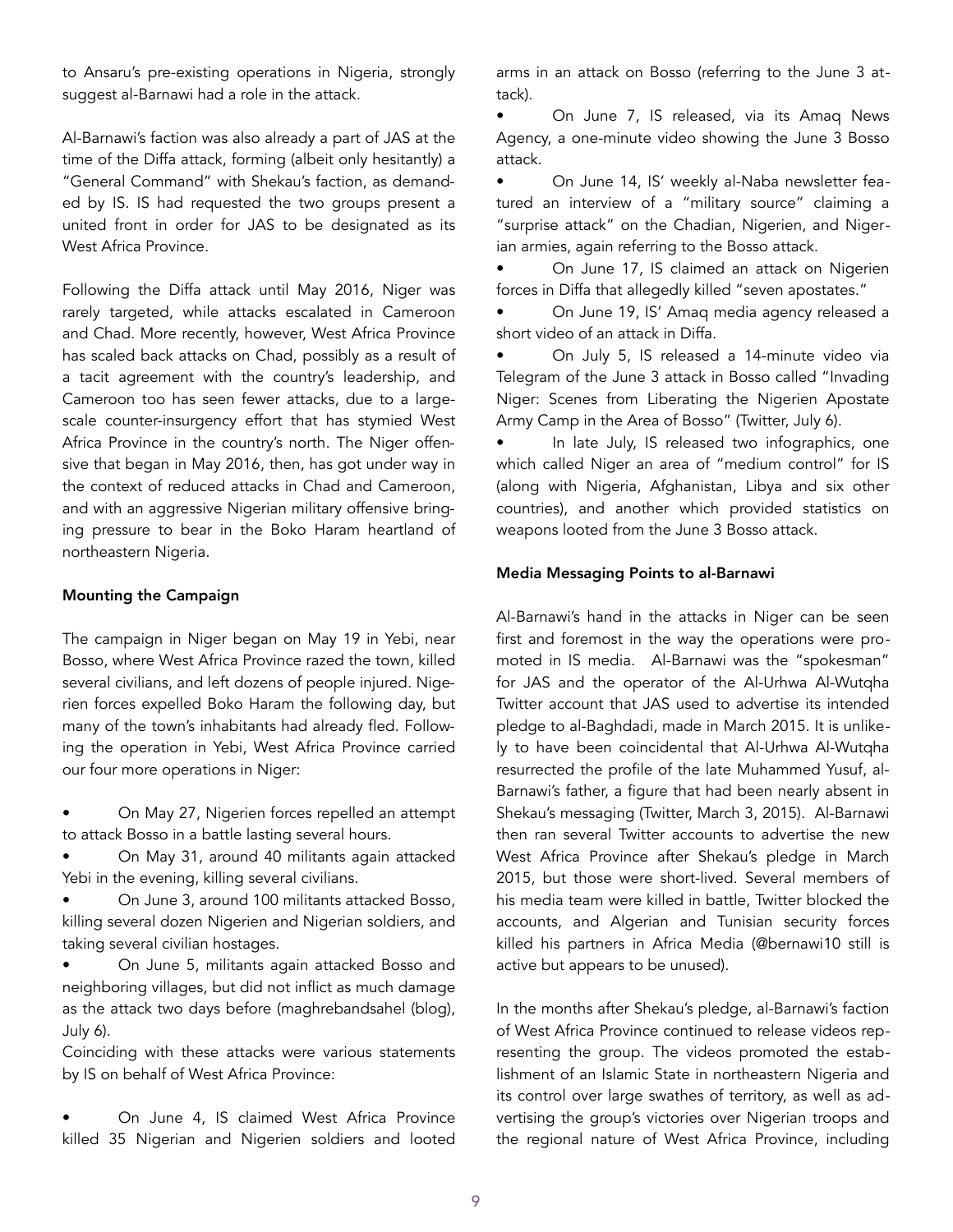to Ansaru's pre-existing operations in Nigeria, strongly suggest al-Barnawi had a role in the attack.

Al-Barnawi's faction was also already a part of JAS at the time of the Diffa attack, forming (albeit only hesitantly) a "General Command" with Shekau's faction, as demanded by IS. IS had requested the two groups present a united front in order for JAS to be designated as its West Africa Province.

Following the Diffa attack until May 2016, Niger was rarely targeted, while attacks escalated in Cameroon and Chad. More recently, however, West Africa Province has scaled back attacks on Chad, possibly as a result of a tacit agreement with the country's leadership, and Cameroon too has seen fewer attacks, due to a large-scale counter-insurgency effort that has stymied West Africa Province in the country's north. The Niger offensive that began in May 2016, then, has got under way in the context of reduced attacks in Chad and Cameroon, and with an aggressive Nigerian military offensive bringing pressure to bear in the Boko Haram heartland of northeastern Nigeria.

**Mounting the Campaign**

The campaign in Niger began on May 19 in Yebi, near Bosso, where West Africa Province razed the town, killed several civilians, and left dozens of people injured. Nigerien forces expelled Boko Haram the following day, but many of the town's inhabitants had already fled. Following the operation in Yebi, West Africa Province carried our four more operations in Niger:

- On May 27, Nigerien forces repelled an attempt to attack Bosso in a battle lasting several hours.
- On May 31, around 40 militants again attacked Yebi in the evening, killing several civilians.
- On June 3, around 100 militants attacked Bosso, killing several dozen Nigerien and Nigerian soldiers, and taking several civilian hostages.
- On June 5, militants again attacked Bosso and neighboring villages, but did not inflict as much damage as the attack two days before (maghrebandsahel (blog), July 6).

Coinciding with these attacks were various statements by IS on behalf of West Africa Province:

- On June 4, IS claimed West Africa Province killed 35 Nigerian and Nigerien soldiers and looted arms in an attack on Bosso (referring to the June 3 attack).
- On June 7, IS released, via its Amaq News Agency, a one-minute video showing the June 3 Bosso attack.
- On June 14, IS' weekly al-Naba newsletter featured an interview of a "military source" claiming a "surprise attack" on the Chadian, Nigerien, and Nigerian armies, again referring to the Bosso attack.
- On June 17, IS claimed an attack on Nigerien forces in Diffa that allegedly killed "seven apostates."
- On June 19, IS' Amaq media agency released a short video of an attack in Diffa.
- On July 5, IS released a 14-minute video via Telegram of the June 3 attack in Bosso called "Invading Niger: Scenes from Liberating the Nigerien Apostate Army Camp in the Area of Bosso" (Twitter, July 6).
- In late July, IS released two infographics, one which called Niger an area of "medium control" for IS (along with Nigeria, Afghanistan, Libya and six other countries), and another which provided statistics on weapons looted from the June 3 Bosso attack.

**Media Messaging Points to al-Barnawi**

Al-Barnawi's hand in the attacks in Niger can be seen first and foremost in the way the operations were promoted in IS media. Al-Barnawi was the "spokesman" for JAS and the operator of the Al-Urhwa Al-Wutqha Twitter account that JAS used to advertise its intended pledge to al-Baghdadi, made in March 2015. It is unlikely to have been coincidental that Al-Urhwa Al-Wutqha resurrected the profile of the late Muhammed Yusuf, al-Barnawi's father, a figure that had been nearly absent in Shekau's messaging (Twitter, March 3, 2015). Al-Barnawi then ran several Twitter accounts to advertise the new West Africa Province after Shekau's pledge in March 2015, but those were short-lived. Several members of his media team were killed in battle, Twitter blocked the accounts, and Algerian and Tunisian security forces killed his partners in Africa Media (@bernawi10 still is active but appears to be unused).

In the months after Shekau's pledge, al-Barnawi's faction of West Africa Province continued to release videos representing the group. The videos promoted the establishment of an Islamic State in northeastern Nigeria and its control over large swathes of territory, as well as advertising the group's victories over Nigerian troops and the regional nature of West Africa Province, including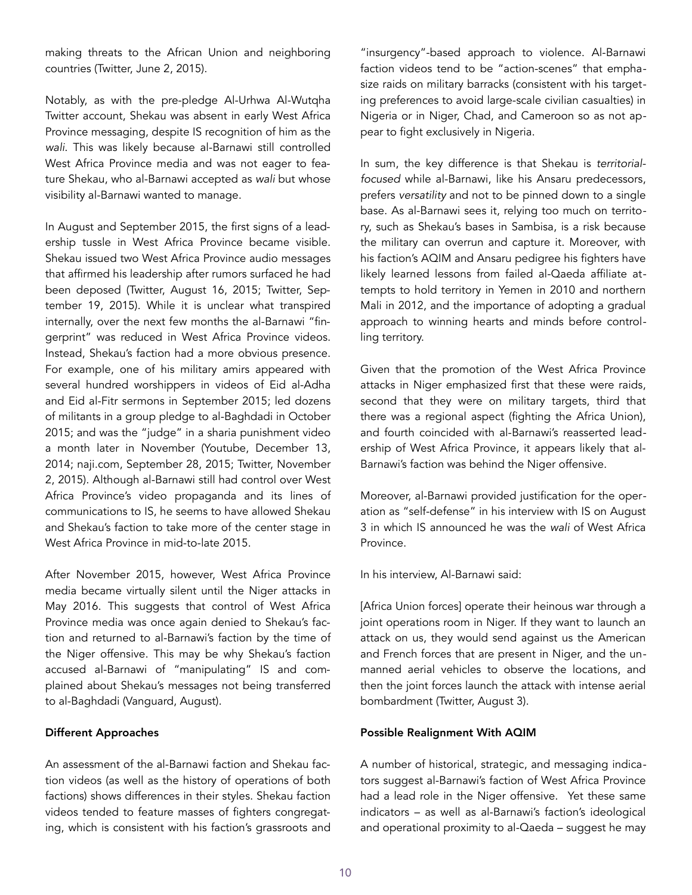making threats to the African Union and neighboring countries (Twitter, June 2, 2015).

Notably, as with the pre-pledge Al-Urhwa Al-Wutqha Twitter account, Shekau was absent in early West Africa Province messaging, despite IS recognition of him as the *wali*. This was likely because al-Barnawi still controlled West Africa Province media and was not eager to feature Shekau, who al-Barnawi accepted as *wali* but whose visibility al-Barnawi wanted to manage.

In August and September 2015, the first signs of a leadership tussle in West Africa Province became visible. Shekau issued two West Africa Province audio messages that affirmed his leadership after rumors surfaced he had been deposed (Twitter, August 16, 2015; Twitter, September 19, 2015). While it is unclear what transpired internally, over the next few months the al-Barnawi "fingerprint" was reduced in West Africa Province videos. Instead, Shekau's faction had a more obvious presence. For example, one of his military amirs appeared with several hundred worshippers in videos of Eid al-Adha and Eid al-Fitr sermons in September 2015; led dozens of militants in a group pledge to al-Baghdadi in October 2015; and was the "judge" in a sharia punishment video a month later in November (Youtube, December 13, 2014; naji.com, September 28, 2015; Twitter, November 2, 2015). Although al-Barnawi still had control over West Africa Province's video propaganda and its lines of communications to IS, he seems to have allowed Shekau and Shekau's faction to take more of the center stage in West Africa Province in mid-to-late 2015.

After November 2015, however, West Africa Province media became virtually silent until the Niger attacks in May 2016. This suggests that control of West Africa Province media was once again denied to Shekau's faction and returned to al-Barnawi's faction by the time of the Niger offensive. This may be why Shekau's faction accused al-Barnawi of "manipulating" IS and complained about Shekau's messages not being transferred to al-Baghdadi (Vanguard, August).

**Different Approaches**

An assessment of the al-Barnawi faction and Shekau faction videos (as well as the history of operations of both factions) shows differences in their styles. Shekau faction videos tended to feature masses of fighters congregating, which is consistent with his faction's grassroots and "insurgency"-based approach to violence. Al-Barnawi faction videos tend to be "action-scenes" that emphasize raids on military barracks (consistent with his targeting preferences to avoid large-scale civilian casualties) in Nigeria or in Niger, Chad, and Cameroon so as not appear to fight exclusively in Nigeria.

In sum, the key difference is that Shekau is *territorial-focused* while al-Barnawi, like his Ansaru predecessors, prefers *versatility* and not to be pinned down to a single base. As al-Barnawi sees it, relying too much on territory, such as Shekau's bases in Sambisa, is a risk because the military can overrun and capture it. Moreover, with his faction's AQIM and Ansaru pedigree his fighters have likely learned lessons from failed al-Qaeda affiliate attempts to hold territory in Yemen in 2010 and northern Mali in 2012, and the importance of adopting a gradual approach to winning hearts and minds before controlling territory.

Given that the promotion of the West Africa Province attacks in Niger emphasized first that these were raids, second that they were on military targets, third that there was a regional aspect (fighting the Africa Union), and fourth coincided with al-Barnawi's reasserted leadership of West Africa Province, it appears likely that al-Barnawi's faction was behind the Niger offensive.

Moreover, al-Barnawi provided justification for the operation as "self-defense" in his interview with IS on August 3 in which IS announced he was the *wali* of West Africa Province.

In his interview, Al-Barnawi said:

[Africa Union forces] operate their heinous war through a joint operations room in Niger. If they want to launch an attack on us, they would send against us the American and French forces that are present in Niger, and the unmanned aerial vehicles to observe the locations, and then the joint forces launch the attack with intense aerial bombardment (Twitter, August 3).

**Possible Realignment With AQIM**

A number of historical, strategic, and messaging indicators suggest al-Barnawi's faction of West Africa Province had a lead role in the Niger offensive. Yet these same indicators – as well as al-Barnawi's faction's ideological and operational proximity to al-Qaeda – suggest he may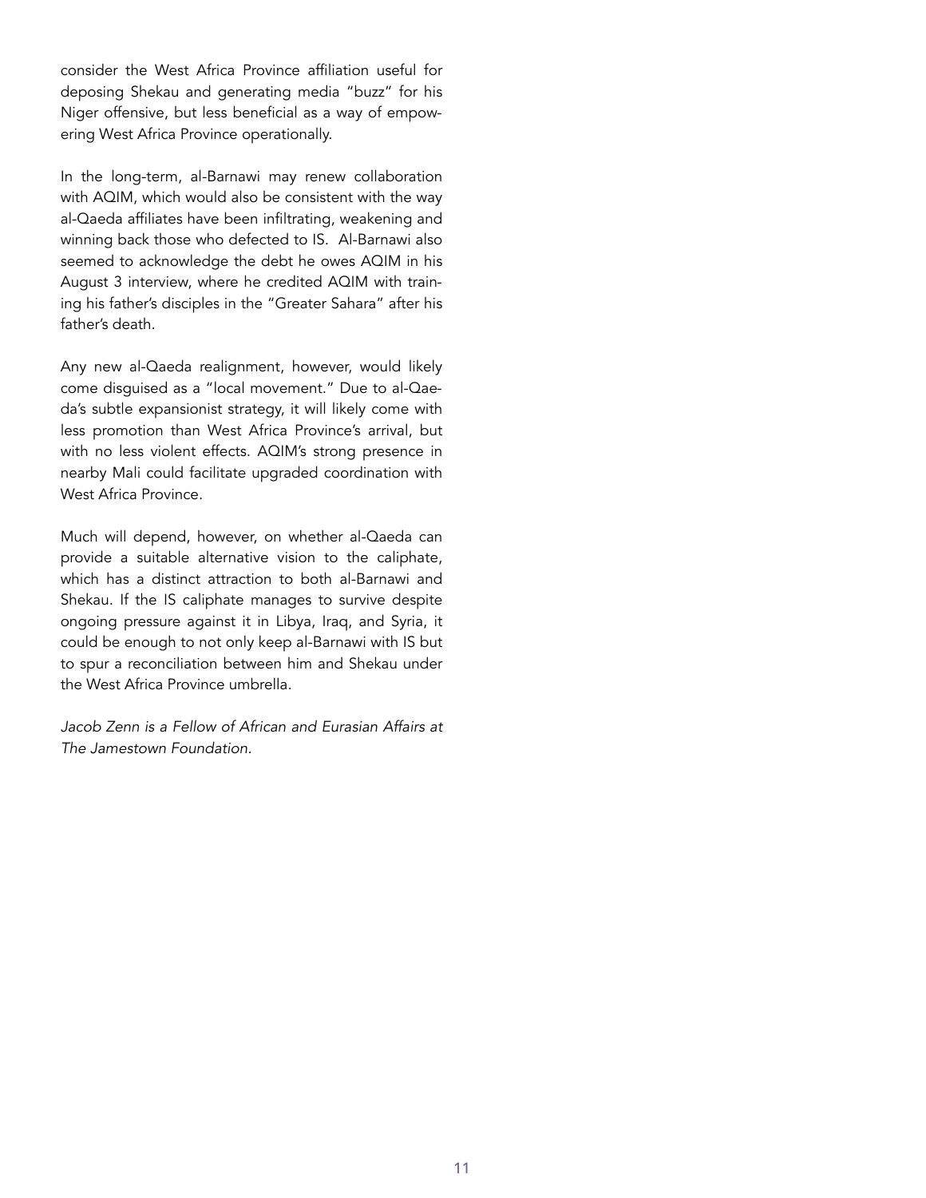consider the West Africa Province affiliation useful for deposing Shekau and generating media "buzz" for his Niger offensive, but less beneficial as a way of empowering West Africa Province operationally.

In the long-term, al-Barnawi may renew collaboration with AQIM, which would also be consistent with the way al-Qaeda affiliates have been infiltrating, weakening and winning back those who defected to IS. Al-Barnawi also seemed to acknowledge the debt he owes AQIM in his August 3 interview, where he credited AQIM with training his father's disciples in the "Greater Sahara" after his father's death.

Any new al-Qaeda realignment, however, would likely come disguised as a "local movement." Due to al-Qaeda's subtle expansionist strategy, it will likely come with less promotion than West Africa Province's arrival, but with no less violent effects. AQIM's strong presence in nearby Mali could facilitate upgraded coordination with West Africa Province.

Much will depend, however, on whether al-Qaeda can provide a suitable alternative vision to the caliphate, which has a distinct attraction to both al-Barnawi and Shekau. If the IS caliphate manages to survive despite ongoing pressure against it in Libya, Iraq, and Syria, it could be enough to not only keep al-Barnawi with IS but to spur a reconciliation between him and Shekau under the West Africa Province umbrella.

*Jacob Zenn is a Fellow of African and Eurasian Affairs at The Jamestown Foundation.*